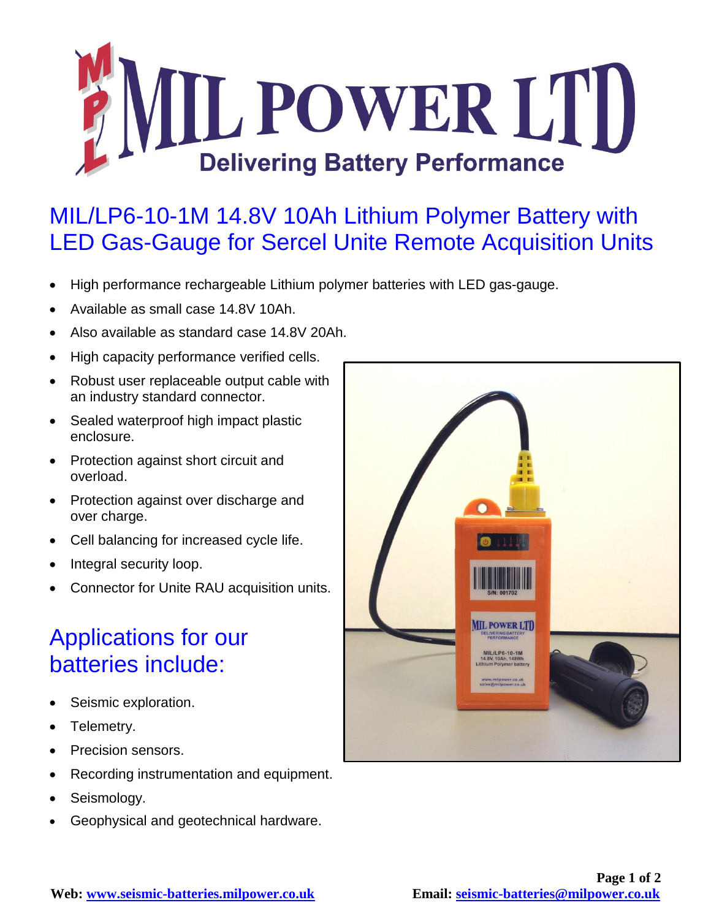# MIL POWER LTD

**Delivering Battery Performance**

## MIL/LP6-10-1M 14.8V 10Ah Lithium Polymer Battery with LED Gas-Gauge for Sercel Unite Remote Acquisition Units

- High performance rechargeable Lithium polymer batteries with LED gas-gauge.
- Available as small case 14.8V 10Ah.
- Also available as standard case 14.8V 20Ah.
- High capacity performance verified cells.
- Robust user replaceable output cable with an industry standard connector.
- Sealed waterproof high impact plastic enclosure.
- Protection against short circuit and overload.
- Protection against over discharge and over charge.
- Cell balancing for increased cycle life.
- Integral security loop.
- Connector for Unite RAU acquisition units.

## Applications for our batteries include:

- Seismic exploration.
- Telemetry.
- Precision sensors.
- Recording instrumentation and equipment.
- Seismology.
- Geophysical and geotechnical hardware.

**Web:** www.seismic-batteries.milpower.co.uk **Email:** seismic-batteries@milpower.co.uk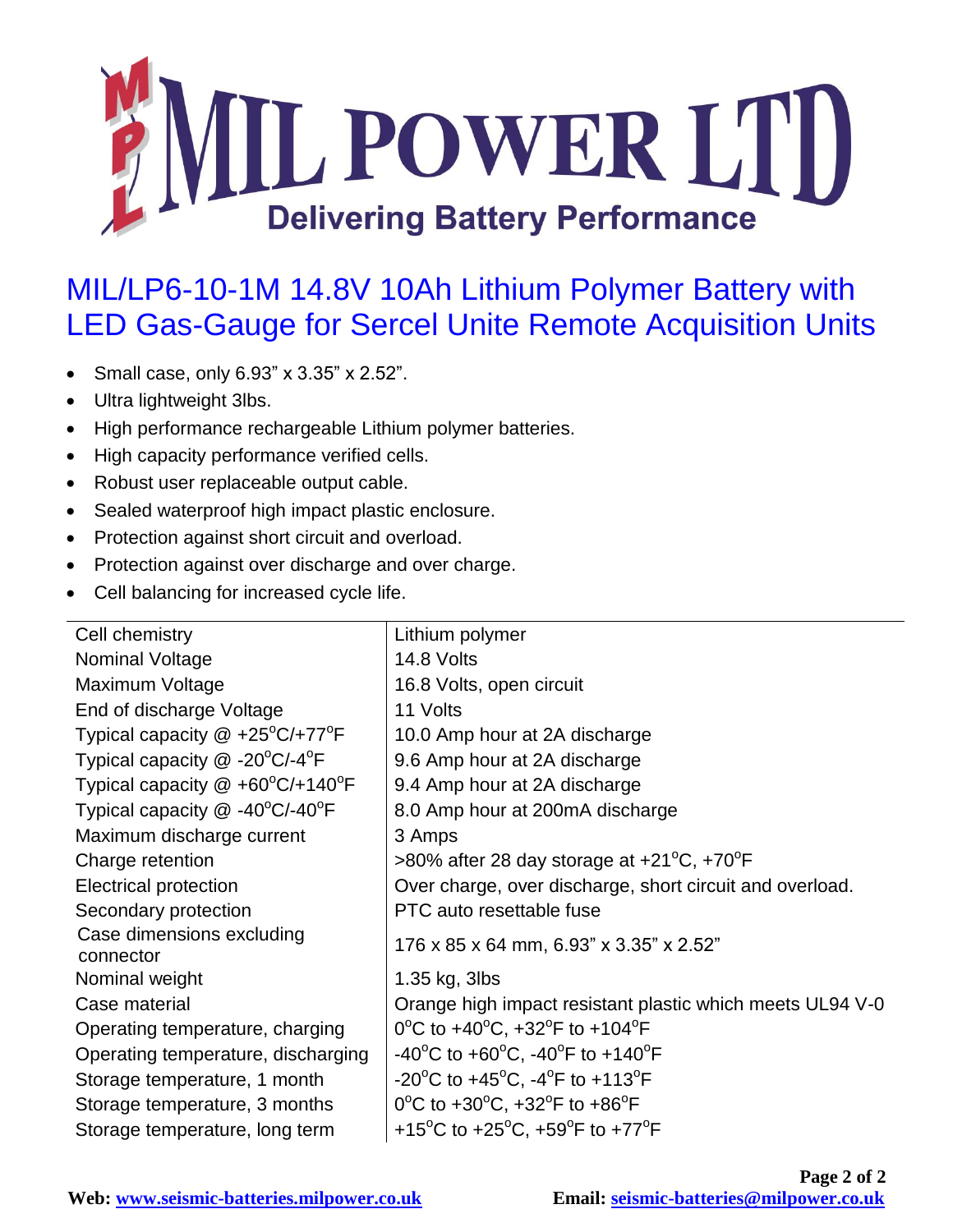# MIL POWER LTD

**Delivering Battery Performance**

## MIL/LP6-10-1M 14.8V 10Ah Lithium Polymer Battery with LED Gas-Gauge for Sercel Unite Remote Acquisition Units

- Small case, only 6.93" x 3.35" x 2.52".
- Ultra lightweight 3lbs.
- High performance rechargeable Lithium polymer batteries.
- High capacity performance verified cells.
- Robust user replaceable output cable.
- Sealed waterproof high impact plastic enclosure.
- Protection against short circuit and overload.
- Protection against over discharge and over charge.
- Cell balancing for increased cycle life.

| | |
|---|---|
| Cell chemistry | Lithium polymer |
| Nominal Voltage | 14.8 Volts |
| Maximum Voltage | 16.8 Volts, open circuit |
| End of discharge Voltage | 11 Volts |
| Typical capacity @ +25°C/+77°F | 10.0 Amp hour at 2A discharge |
| Typical capacity @ -20°C/-4°F | 9.6 Amp hour at 2A discharge |
| Typical capacity @ +60°C/+140°F | 9.4 Amp hour at 2A discharge |
| Typical capacity @ -40°C/-40°F | 8.0 Amp hour at 200mA discharge |
| Maximum discharge current | 3 Amps |
| Charge retention | >80% after 28 day storage at +21°C, +70°F |
| Electrical protection | Over charge, over discharge, short circuit and overload. |
| Secondary protection | PTC auto resettable fuse |
| Case dimensions excluding connector | 176 x 85 x 64 mm, 6.93" x 3.35" x 2.52" |
| Nominal weight | 1.35 kg, 3lbs |
| Case material | Orange high impact resistant plastic which meets UL94 V-0 |
| Operating temperature, charging | 0°C to +40°C, +32°F to +104°F |
| Operating temperature, discharging | -40°C to +60°C, -40°F to +140°F |
| Storage temperature, 1 month | -20°C to +45°C, -4°F to +113°F |
| Storage temperature, 3 months | 0°C to +30°C, +32°F to +86°F |
| Storage temperature, long term | +15°C to +25°C, +59°F to +77°F |

**Web:** www.seismic-batteries.milpower.co.uk **Email:** seismic-batteries@milpower.co.uk